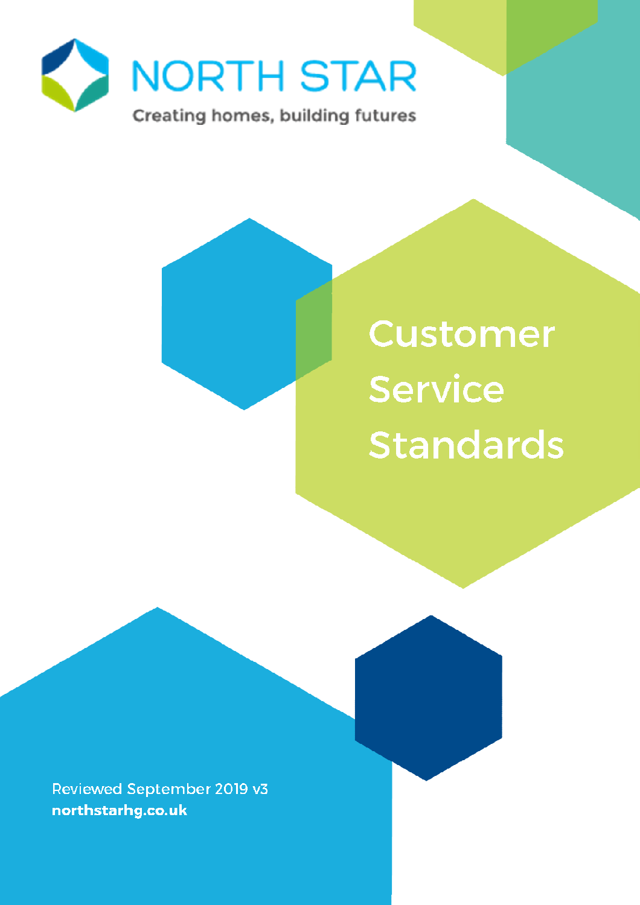NORTH STAR

Creating homes, building futures

# Customer Service Standards

Reviewed September 2019 v3

**northstarhg.co.uk**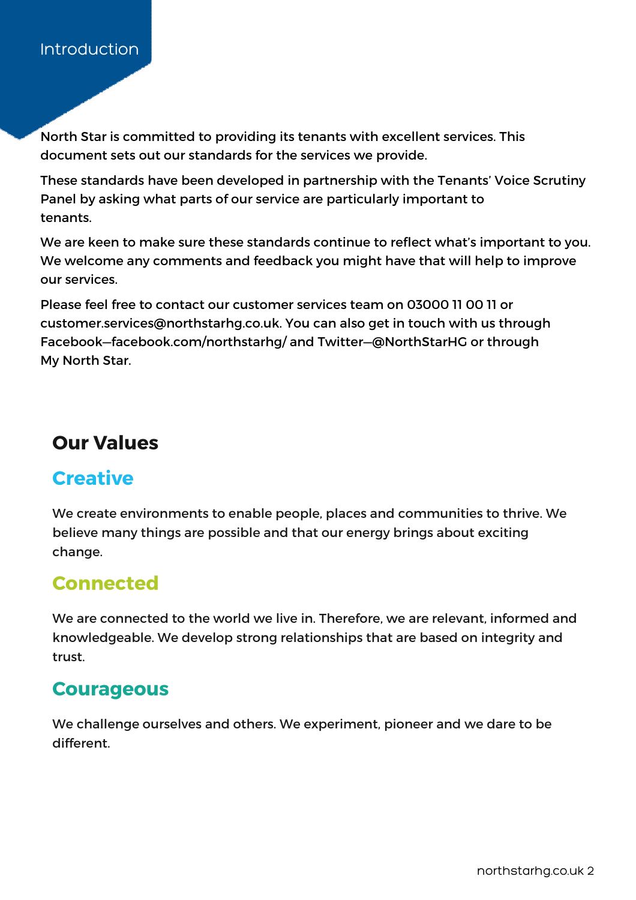# Introduction

North Star is committed to providing its tenants with excellent services. This document sets out our standards for the services we provide.

These standards have been developed in partnership with the Tenants' Voice Scrutiny Panel by asking what parts of our service are particularly important to tenants.

We are keen to make sure these standards continue to reflect what's important to you. We welcome any comments and feedback you might have that will help to improve our services.

Please feel free to contact our customer services team on 03000 11 00 11 or customer.services@northstarhg.co.uk. You can also get in touch with us through Facebook—facebook.com/northstarhg/ and Twitter—@NorthStarHG or through My North Star.

## Our Values

### Creative

We create environments to enable people, places and communities to thrive. We believe many things are possible and that our energy brings about exciting change.

### Connected

We are connected to the world we live in. Therefore, we are relevant, informed and knowledgeable. We develop strong relationships that are based on integrity and trust.

### Courageous

We challenge ourselves and others. We experiment, pioneer and we dare to be different.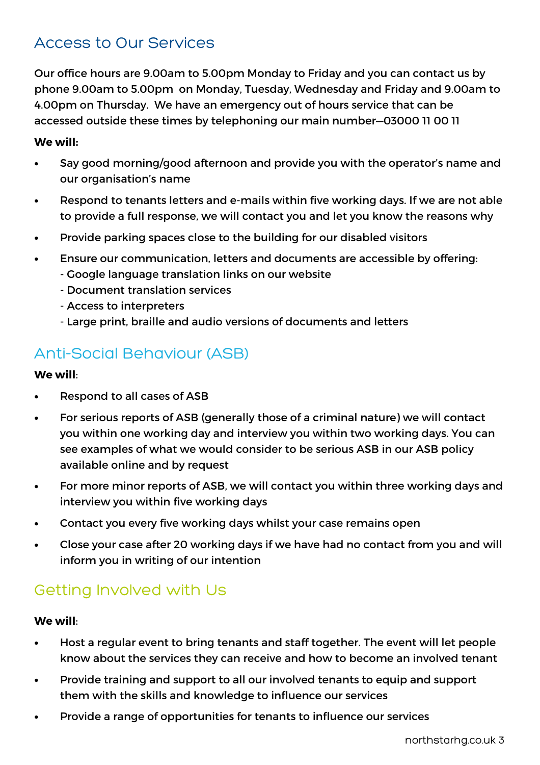## Access to Our Services

Our office hours are 9.00am to 5.00pm Monday to Friday and you can contact us by phone 9.00am to 5.00pm on Monday, Tuesday, Wednesday and Friday and 9.00am to 4.00pm on Thursday. We have an emergency out of hours service that can be accessed outside these times by telephoning our main number—03000 11 00 11

**We will:**

- Say good morning/good afternoon and provide you with the operator's name and our organisation's name
- Respond to tenants letters and e-mails within five working days. If we are not able to provide a full response, we will contact you and let you know the reasons why
- Provide parking spaces close to the building for our disabled visitors
- Ensure our communication, letters and documents are accessible by offering:
  - Google language translation links on our website
  - Document translation services
  - Access to interpreters
  - Large print, braille and audio versions of documents and letters

## Anti-Social Behaviour (ASB)

**We will**:

- Respond to all cases of ASB
- For serious reports of ASB (generally those of a criminal nature) we will contact you within one working day and interview you within two working days. You can see examples of what we would consider to be serious ASB in our ASB policy available online and by request
- For more minor reports of ASB, we will contact you within three working days and interview you within five working days
- Contact you every five working days whilst your case remains open
- Close your case after 20 working days if we have had no contact from you and will inform you in writing of our intention

## Getting Involved with Us

**We will**:

- Host a regular event to bring tenants and staff together. The event will let people know about the services they can receive and how to become an involved tenant
- Provide training and support to all our involved tenants to equip and support them with the skills and knowledge to influence our services
- Provide a range of opportunities for tenants to influence our services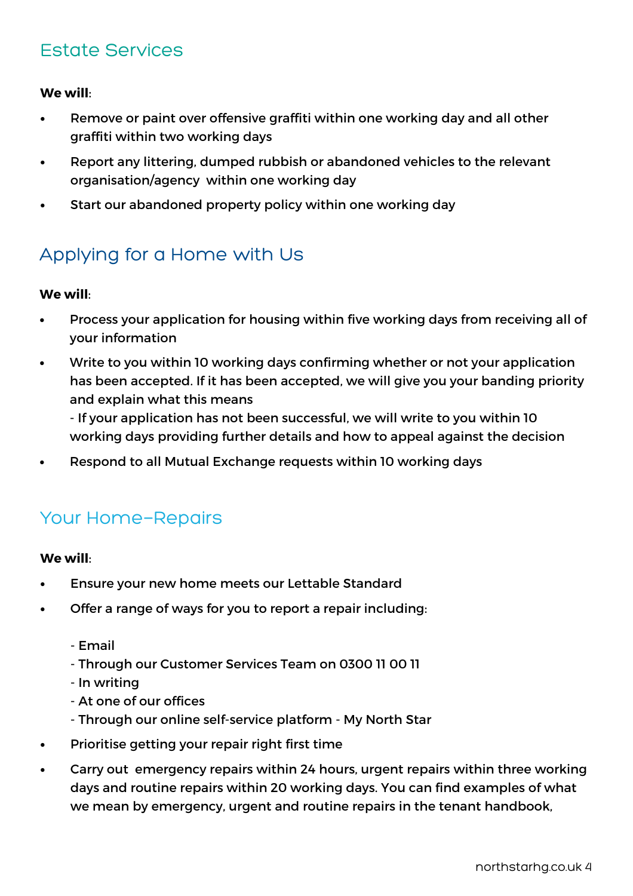## Estate Services

**We will**:

- Remove or paint over offensive graffiti within one working day and all other graffiti within two working days
- Report any littering, dumped rubbish or abandoned vehicles to the relevant organisation/agency within one working day
- Start our abandoned property policy within one working day

## Applying for a Home with Us

**We will**:

- Process your application for housing within five working days from receiving all of your information
- Write to you within 10 working days confirming whether or not your application has been accepted. If it has been accepted, we will give you your banding priority and explain what this means
  - If your application has not been successful, we will write to you within 10 working days providing further details and how to appeal against the decision
- Respond to all Mutual Exchange requests within 10 working days

## Your Home–Repairs

**We will**:

- Ensure your new home meets our Lettable Standard
- Offer a range of ways for you to report a repair including:
  - Email
  - Through our Customer Services Team on 0300 11 00 11
  - In writing
  - At one of our offices
  - Through our online self-service platform - My North Star
- Prioritise getting your repair right first time
- Carry out emergency repairs within 24 hours, urgent repairs within three working days and routine repairs within 20 working days. You can find examples of what we mean by emergency, urgent and routine repairs in the tenant handbook,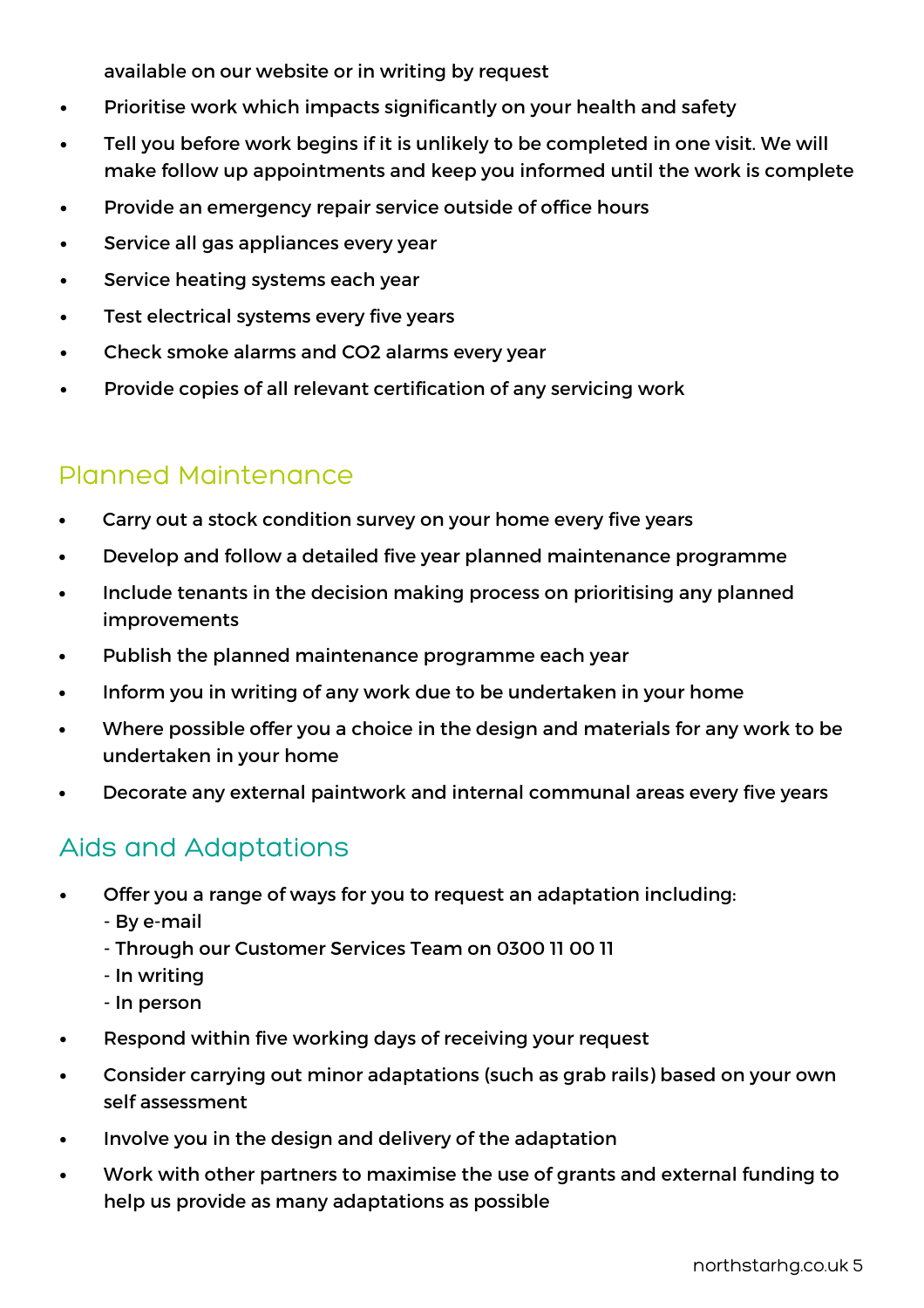available on our website or in writing by request

- Prioritise work which impacts significantly on your health and safety
- Tell you before work begins if it is unlikely to be completed in one visit. We will make follow up appointments and keep you informed until the work is complete
- Provide an emergency repair service outside of office hours
- Service all gas appliances every year
- Service heating systems each year
- Test electrical systems every five years
- Check smoke alarms and $CO_2$ alarms every year
- Provide copies of all relevant certification of any servicing work

## Planned Maintenance

- Carry out a stock condition survey on your home every five years
- Develop and follow a detailed five year planned maintenance programme
- Include tenants in the decision making process on prioritising any planned improvements
- Publish the planned maintenance programme each year
- Inform you in writing of any work due to be undertaken in your home
- Where possible offer you a choice in the design and materials for any work to be undertaken in your home
- Decorate any external paintwork and internal communal areas every five years

## Aids and Adaptations

- Offer you a range of ways for you to request an adaptation including:
  - By e-mail
  - Through our Customer Services Team on 0300 11 00 11
  - In writing
  - In person
- Respond within five working days of receiving your request
- Consider carrying out minor adaptations (such as grab rails) based on your own self assessment
- Involve you in the design and delivery of the adaptation
- Work with other partners to maximise the use of grants and external funding to help us provide as many adaptations as possible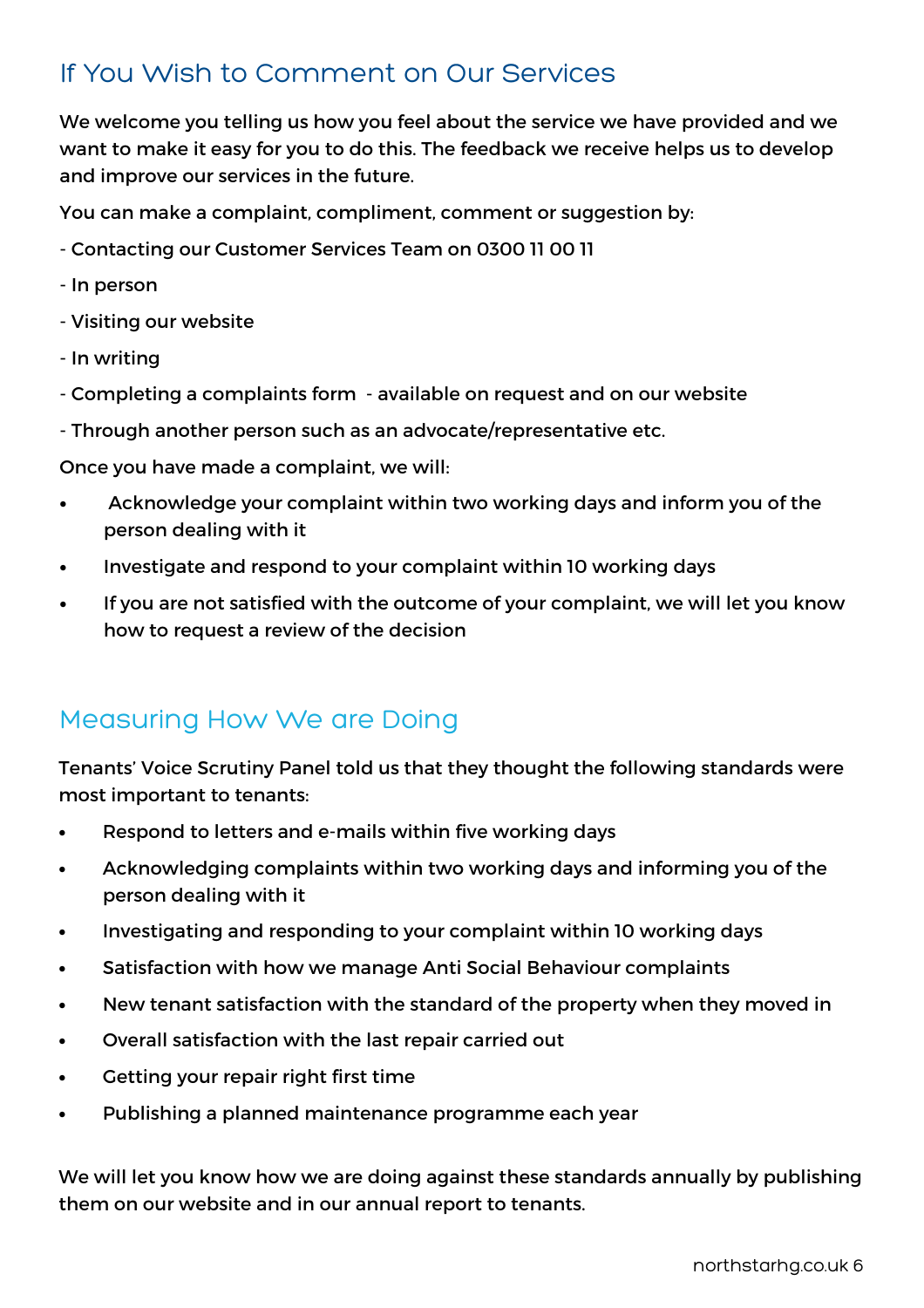## If You Wish to Comment on Our Services

We welcome you telling us how you feel about the service we have provided and we want to make it easy for you to do this. The feedback we receive helps us to develop and improve our services in the future.

You can make a complaint, compliment, comment or suggestion by:

- Contacting our Customer Services Team on 0300 11 00 11
- In person
- Visiting our website
- In writing
- Completing a complaints form - available on request and on our website
- Through another person such as an advocate/representative etc.

Once you have made a complaint, we will:

- Acknowledge your complaint within two working days and inform you of the person dealing with it
- Investigate and respond to your complaint within 10 working days
- If you are not satisfied with the outcome of your complaint, we will let you know how to request a review of the decision

## Measuring How We are Doing

Tenants' Voice Scrutiny Panel told us that they thought the following standards were most important to tenants:

- Respond to letters and e-mails within five working days
- Acknowledging complaints within two working days and informing you of the person dealing with it
- Investigating and responding to your complaint within 10 working days
- Satisfaction with how we manage Anti Social Behaviour complaints
- New tenant satisfaction with the standard of the property when they moved in
- Overall satisfaction with the last repair carried out
- Getting your repair right first time
- Publishing a planned maintenance programme each year

We will let you know how we are doing against these standards annually by publishing them on our website and in our annual report to tenants.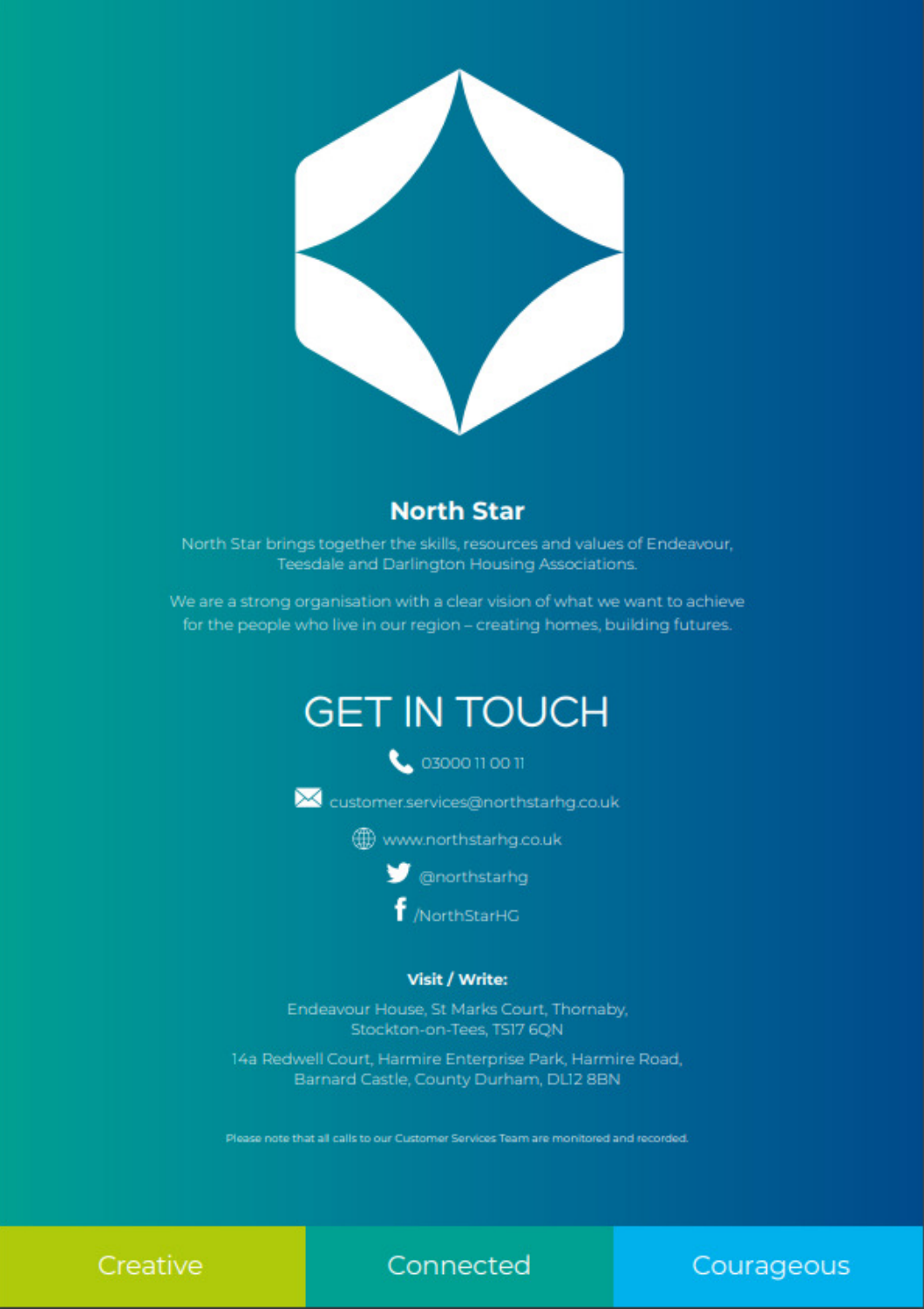## North Star

North Star brings together the skills, resources and values of Endeavour, Teesdale and Darlington Housing Associations.

We are a strong organisation with a clear vision of what we want to achieve for the people who live in our region – creating homes, building futures.

# GET IN TOUCH

03000 11 00 11

customer.services@northstarhg.co.uk

www.northstarhg.co.uk

@northstarhg

/NorthStarHG

**Visit / Write:**

Endeavour House, St Marks Court, Thornaby, Stockton-on-Tees, TS17 6QN

14a Redwell Court, Harmire Enterprise Park, Harmire Road, Barnard Castle, County Durham, DL12 8BN

Please note that all calls to our Customer Services Team are monitored and recorded.

Creative | Connected | Courageous